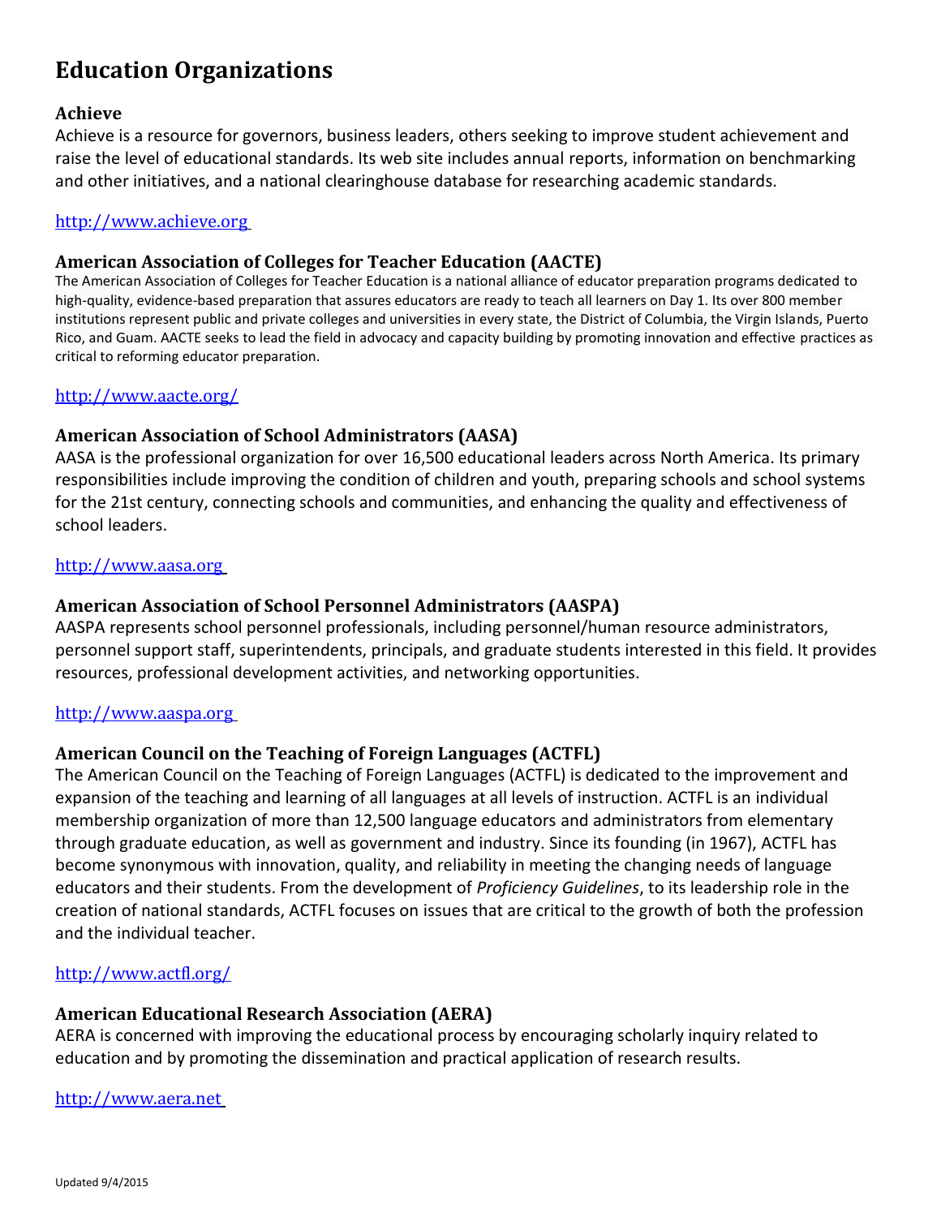# Education Organizations

### Achieve

Achieve is a resource for governors, business leaders, others seeking to improve student achievement and raise the level of educational standards. Its web site includes annual reports, information on benchmarking and other initiatives, and a national clearinghouse database for researching academic standards.

http://www.achieve.org

### American Association of Colleges for Teacher Education (AACTE)

The American Association of Colleges for Teacher Education is a national alliance of educator preparation programs dedicated to high-quality, evidence-based preparation that assures educators are ready to teach all learners on Day 1. Its over 800 member institutions represent public and private colleges and universities in every state, the District of Columbia, the Virgin Islands, Puerto Rico, and Guam. AACTE seeks to lead the field in advocacy and capacity building by promoting innovation and effective practices as critical to reforming educator preparation.

http://www.aacte.org/

### American Association of School Administrators (AASA)

AASA is the professional organization for over 16,500 educational leaders across North America. Its primary responsibilities include improving the condition of children and youth, preparing schools and school systems for the 21st century, connecting schools and communities, and enhancing the quality and effectiveness of school leaders.

http://www.aasa.org

### American Association of School Personnel Administrators (AASPA)

AASPA represents school personnel professionals, including personnel/human resource administrators, personnel support staff, superintendents, principals, and graduate students interested in this field. It provides resources, professional development activities, and networking opportunities.

http://www.aaspa.org

### American Council on the Teaching of Foreign Languages (ACTFL)

The American Council on the Teaching of Foreign Languages (ACTFL) is dedicated to the improvement and expansion of the teaching and learning of all languages at all levels of instruction. ACTFL is an individual membership organization of more than 12,500 language educators and administrators from elementary through graduate education, as well as government and industry. Since its founding (in 1967), ACTFL has become synonymous with innovation, quality, and reliability in meeting the changing needs of language educators and their students. From the development of *Proficiency Guidelines*, to its leadership role in the creation of national standards, ACTFL focuses on issues that are critical to the growth of both the profession and the individual teacher.

http://www.actfl.org/

### American Educational Research Association (AERA)

AERA is concerned with improving the educational process by encouraging scholarly inquiry related to education and by promoting the dissemination and practical application of research results.

http://www.aera.net

Updated 9/4/2015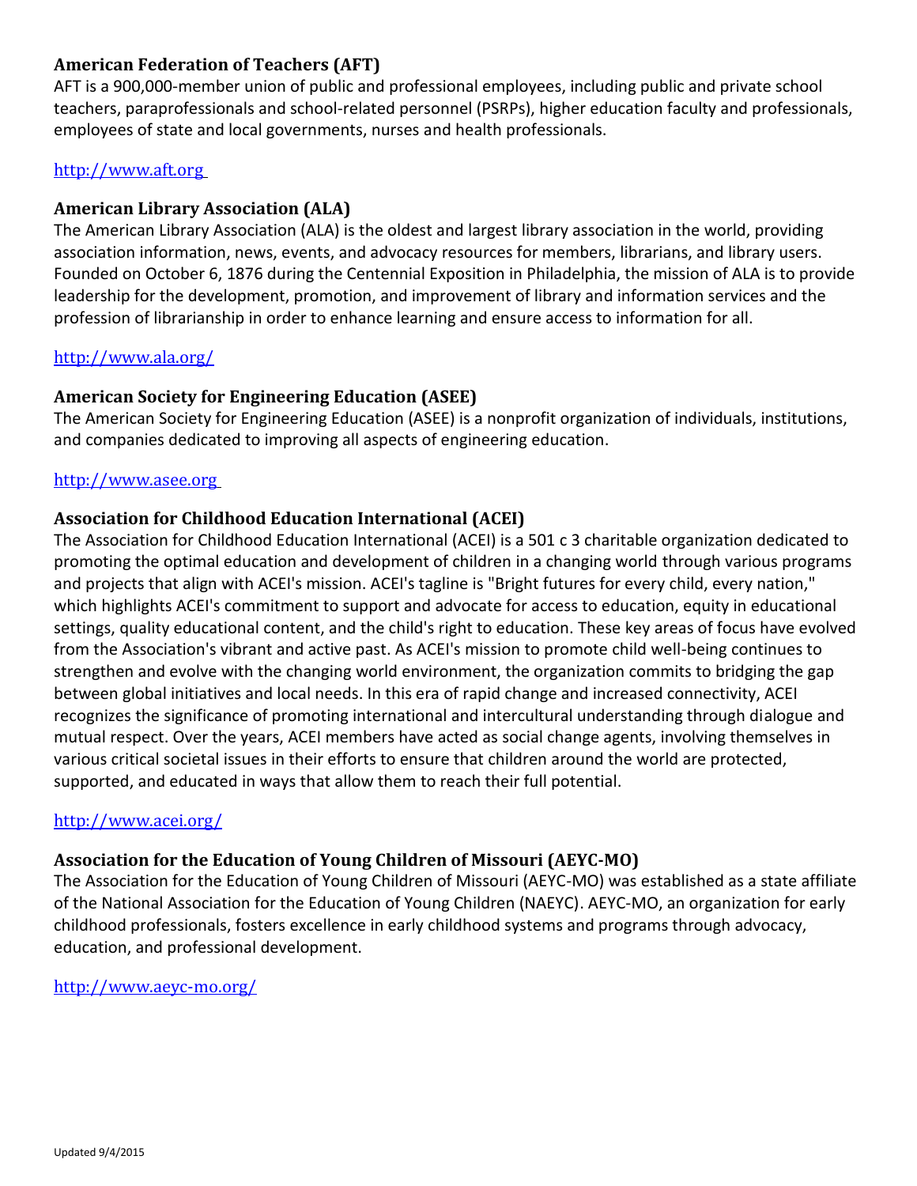### American Federation of Teachers (AFT)

AFT is a 900,000-member union of public and professional employees, including public and private school teachers, paraprofessionals and school-related personnel (PSRPs), higher education faculty and professionals, employees of state and local governments, nurses and health professionals.

http://www.aft.org

### American Library Association (ALA)

The American Library Association (ALA) is the oldest and largest library association in the world, providing association information, news, events, and advocacy resources for members, librarians, and library users. Founded on October 6, 1876 during the Centennial Exposition in Philadelphia, the mission of ALA is to provide leadership for the development, promotion, and improvement of library and information services and the profession of librarianship in order to enhance learning and ensure access to information for all.

http://www.ala.org/

### American Society for Engineering Education (ASEE)

The American Society for Engineering Education (ASEE) is a nonprofit organization of individuals, institutions, and companies dedicated to improving all aspects of engineering education.

http://www.asee.org

### Association for Childhood Education International (ACEI)

The Association for Childhood Education International (ACEI) is a 501 c 3 charitable organization dedicated to promoting the optimal education and development of children in a changing world through various programs and projects that align with ACEI's mission. ACEI's tagline is "Bright futures for every child, every nation," which highlights ACEI's commitment to support and advocate for access to education, equity in educational settings, quality educational content, and the child's right to education. These key areas of focus have evolved from the Association's vibrant and active past. As ACEI's mission to promote child well-being continues to strengthen and evolve with the changing world environment, the organization commits to bridging the gap between global initiatives and local needs. In this era of rapid change and increased connectivity, ACEI recognizes the significance of promoting international and intercultural understanding through dialogue and mutual respect. Over the years, ACEI members have acted as social change agents, involving themselves in various critical societal issues in their efforts to ensure that children around the world are protected, supported, and educated in ways that allow them to reach their full potential.

http://www.acei.org/

### Association for the Education of Young Children of Missouri (AEYC-MO)

The Association for the Education of Young Children of Missouri (AEYC-MO) was established as a state affiliate of the National Association for the Education of Young Children (NAEYC). AEYC-MO, an organization for early childhood professionals, fosters excellence in early childhood systems and programs through advocacy, education, and professional development.

http://www.aeyc-mo.org/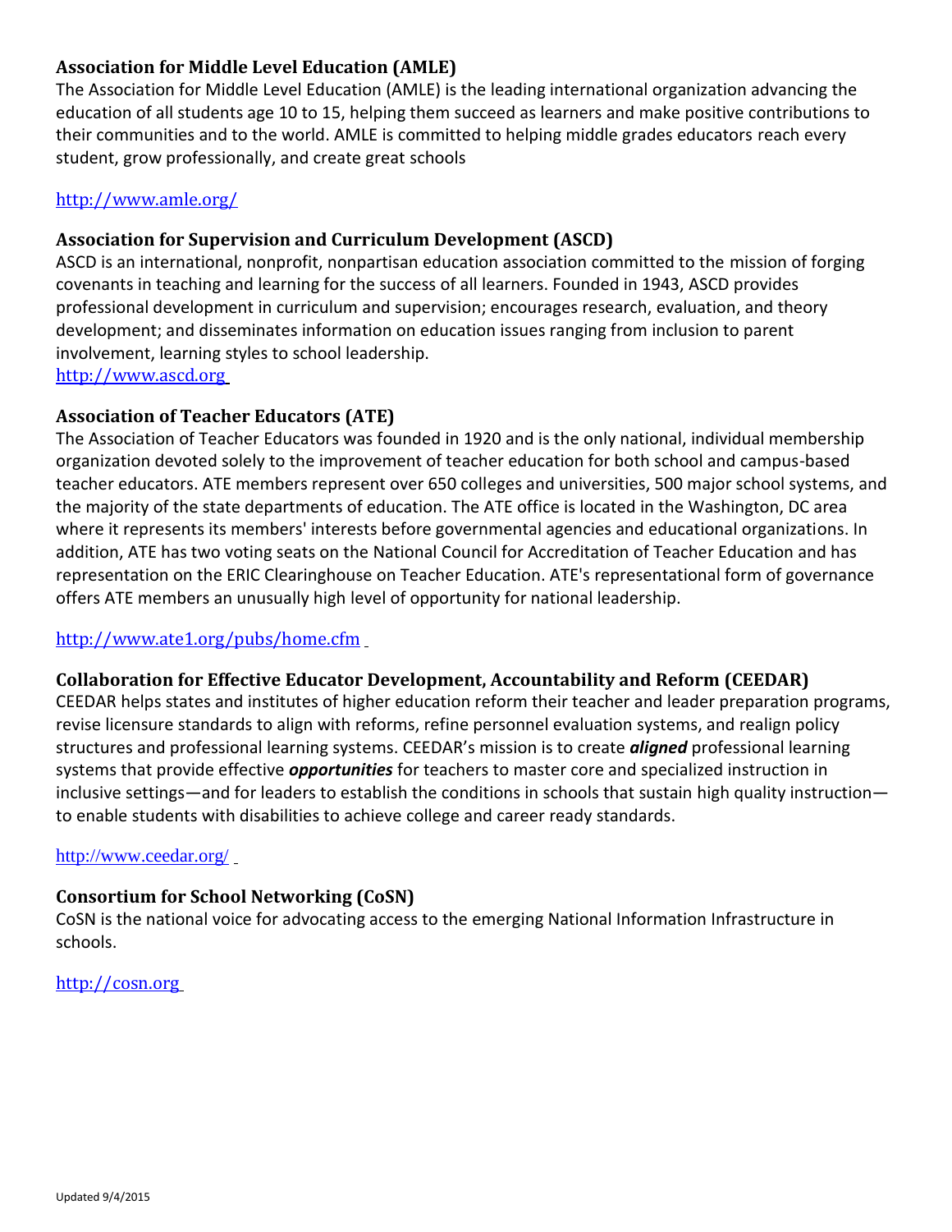### Association for Middle Level Education (AMLE)

The Association for Middle Level Education (AMLE) is the leading international organization advancing the education of all students age 10 to 15, helping them succeed as learners and make positive contributions to their communities and to the world. AMLE is committed to helping middle grades educators reach every student, grow professionally, and create great schools

http://www.amle.org/

### Association for Supervision and Curriculum Development (ASCD)

ASCD is an international, nonprofit, nonpartisan education association committed to the mission of forging covenants in teaching and learning for the success of all learners. Founded in 1943, ASCD provides professional development in curriculum and supervision; encourages research, evaluation, and theory development; and disseminates information on education issues ranging from inclusion to parent involvement, learning styles to school leadership.

http://www.ascd.org

### Association of Teacher Educators (ATE)

The Association of Teacher Educators was founded in 1920 and is the only national, individual membership organization devoted solely to the improvement of teacher education for both school and campus-based teacher educators. ATE members represent over 650 colleges and universities, 500 major school systems, and the majority of the state departments of education. The ATE office is located in the Washington, DC area where it represents its members' interests before governmental agencies and educational organizations. In addition, ATE has two voting seats on the National Council for Accreditation of Teacher Education and has representation on the ERIC Clearinghouse on Teacher Education. ATE's representational form of governance offers ATE members an unusually high level of opportunity for national leadership.

http://www.ate1.org/pubs/home.cfm

### Collaboration for Effective Educator Development, Accountability and Reform (CEEDAR)

CEEDAR helps states and institutes of higher education reform their teacher and leader preparation programs, revise licensure standards to align with reforms, refine personnel evaluation systems, and realign policy structures and professional learning systems. CEEDAR's mission is to create ***aligned*** professional learning systems that provide effective ***opportunities*** for teachers to master core and specialized instruction in inclusive settings—and for leaders to establish the conditions in schools that sustain high quality instruction—to enable students with disabilities to achieve college and career ready standards.

http://www.ceedar.org/

### Consortium for School Networking (CoSN)

CoSN is the national voice for advocating access to the emerging National Information Infrastructure in schools.

http://cosn.org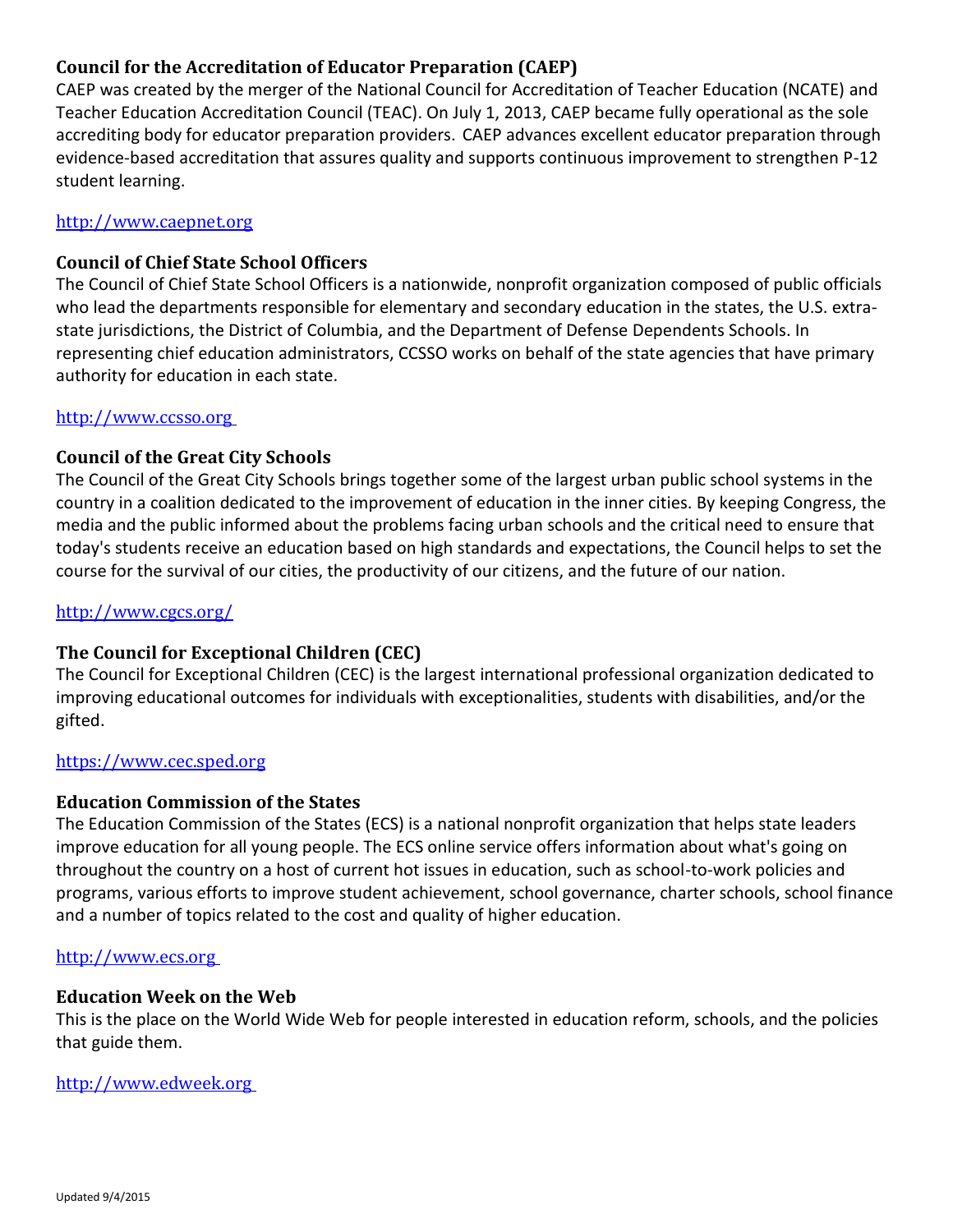### Council for the Accreditation of Educator Preparation (CAEP)

CAEP was created by the merger of the National Council for Accreditation of Teacher Education (NCATE) and Teacher Education Accreditation Council (TEAC). On July 1, 2013, CAEP became fully operational as the sole accrediting body for educator preparation providers. CAEP advances excellent educator preparation through evidence-based accreditation that assures quality and supports continuous improvement to strengthen P-12 student learning.

http://www.caepnet.org

### Council of Chief State School Officers

The Council of Chief State School Officers is a nationwide, nonprofit organization composed of public officials who lead the departments responsible for elementary and secondary education in the states, the U.S. extra-state jurisdictions, the District of Columbia, and the Department of Defense Dependents Schools. In representing chief education administrators, CCSSO works on behalf of the state agencies that have primary authority for education in each state.

http://www.ccsso.org

### Council of the Great City Schools

The Council of the Great City Schools brings together some of the largest urban public school systems in the country in a coalition dedicated to the improvement of education in the inner cities. By keeping Congress, the media and the public informed about the problems facing urban schools and the critical need to ensure that today's students receive an education based on high standards and expectations, the Council helps to set the course for the survival of our cities, the productivity of our citizens, and the future of our nation.

http://www.cgcs.org/

### The Council for Exceptional Children (CEC)

The Council for Exceptional Children (CEC) is the largest international professional organization dedicated to improving educational outcomes for individuals with exceptionalities, students with disabilities, and/or the gifted.

https://www.cec.sped.org

### Education Commission of the States

The Education Commission of the States (ECS) is a national nonprofit organization that helps state leaders improve education for all young people. The ECS online service offers information about what's going on throughout the country on a host of current hot issues in education, such as school-to-work policies and programs, various efforts to improve student achievement, school governance, charter schools, school finance and a number of topics related to the cost and quality of higher education.

http://www.ecs.org

### Education Week on the Web

This is the place on the World Wide Web for people interested in education reform, schools, and the policies that guide them.

http://www.edweek.org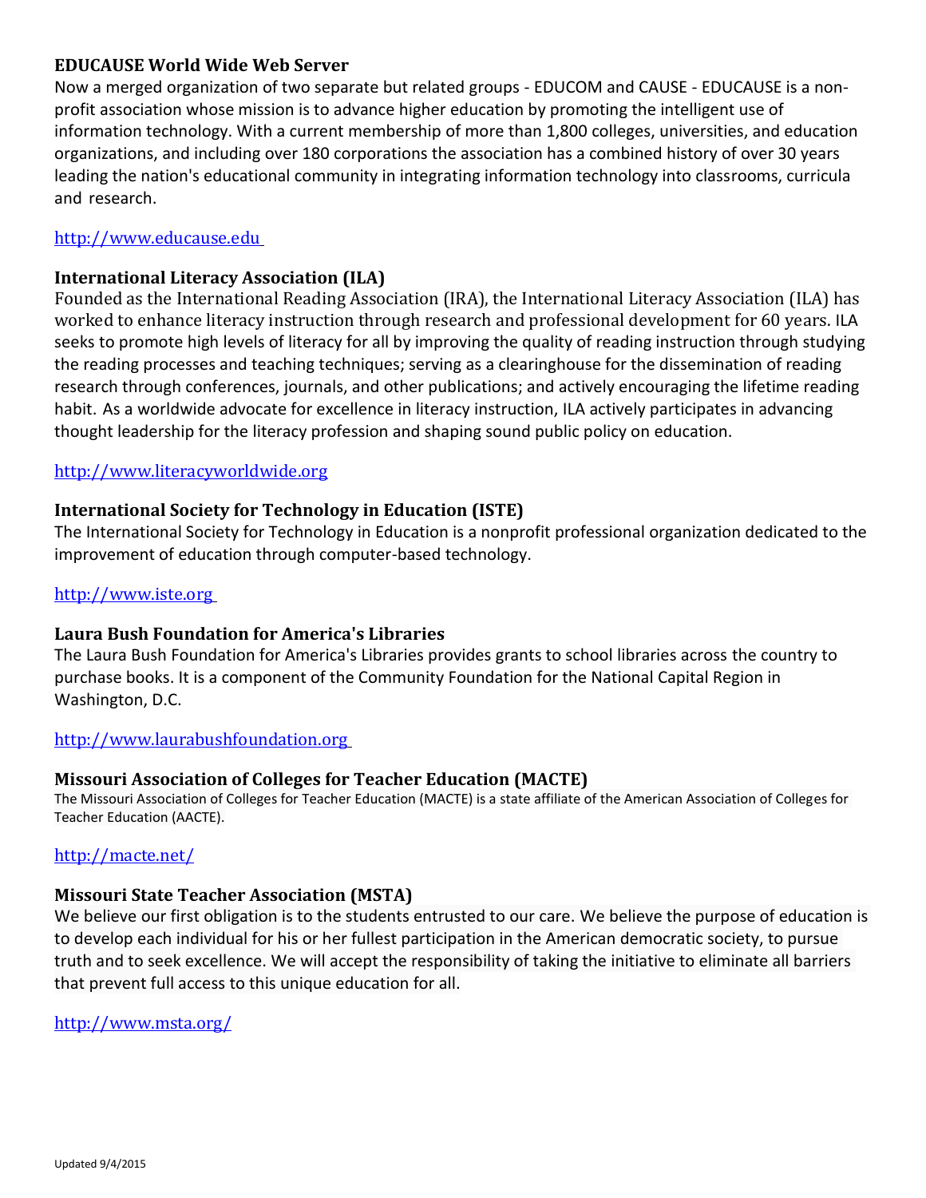### EDUCAUSE World Wide Web Server

Now a merged organization of two separate but related groups - EDUCOM and CAUSE - EDUCAUSE is a non-profit association whose mission is to advance higher education by promoting the intelligent use of information technology. With a current membership of more than 1,800 colleges, universities, and education organizations, and including over 180 corporations the association has a combined history of over 30 years leading the nation's educational community in integrating information technology into classrooms, curricula and research.

http://www.educause.edu

### International Literacy Association (ILA)

Founded as the International Reading Association (IRA), the International Literacy Association (ILA) has worked to enhance literacy instruction through research and professional development for 60 years. ILA seeks to promote high levels of literacy for all by improving the quality of reading instruction through studying the reading processes and teaching techniques; serving as a clearinghouse for the dissemination of reading research through conferences, journals, and other publications; and actively encouraging the lifetime reading habit. As a worldwide advocate for excellence in literacy instruction, ILA actively participates in advancing thought leadership for the literacy profession and shaping sound public policy on education.

http://www.literacyworldwide.org

### International Society for Technology in Education (ISTE)

The International Society for Technology in Education is a nonprofit professional organization dedicated to the improvement of education through computer-based technology.

http://www.iste.org

### Laura Bush Foundation for America's Libraries

The Laura Bush Foundation for America's Libraries provides grants to school libraries across the country to purchase books. It is a component of the Community Foundation for the National Capital Region in Washington, D.C.

http://www.laurabushfoundation.org

### Missouri Association of Colleges for Teacher Education (MACTE)

The Missouri Association of Colleges for Teacher Education (MACTE) is a state affiliate of the American Association of Colleges for Teacher Education (AACTE).

http://macte.net/

### Missouri State Teacher Association (MSTA)

We believe our first obligation is to the students entrusted to our care. We believe the purpose of education is to develop each individual for his or her fullest participation in the American democratic society, to pursue truth and to seek excellence. We will accept the responsibility of taking the initiative to eliminate all barriers that prevent full access to this unique education for all.

http://www.msta.org/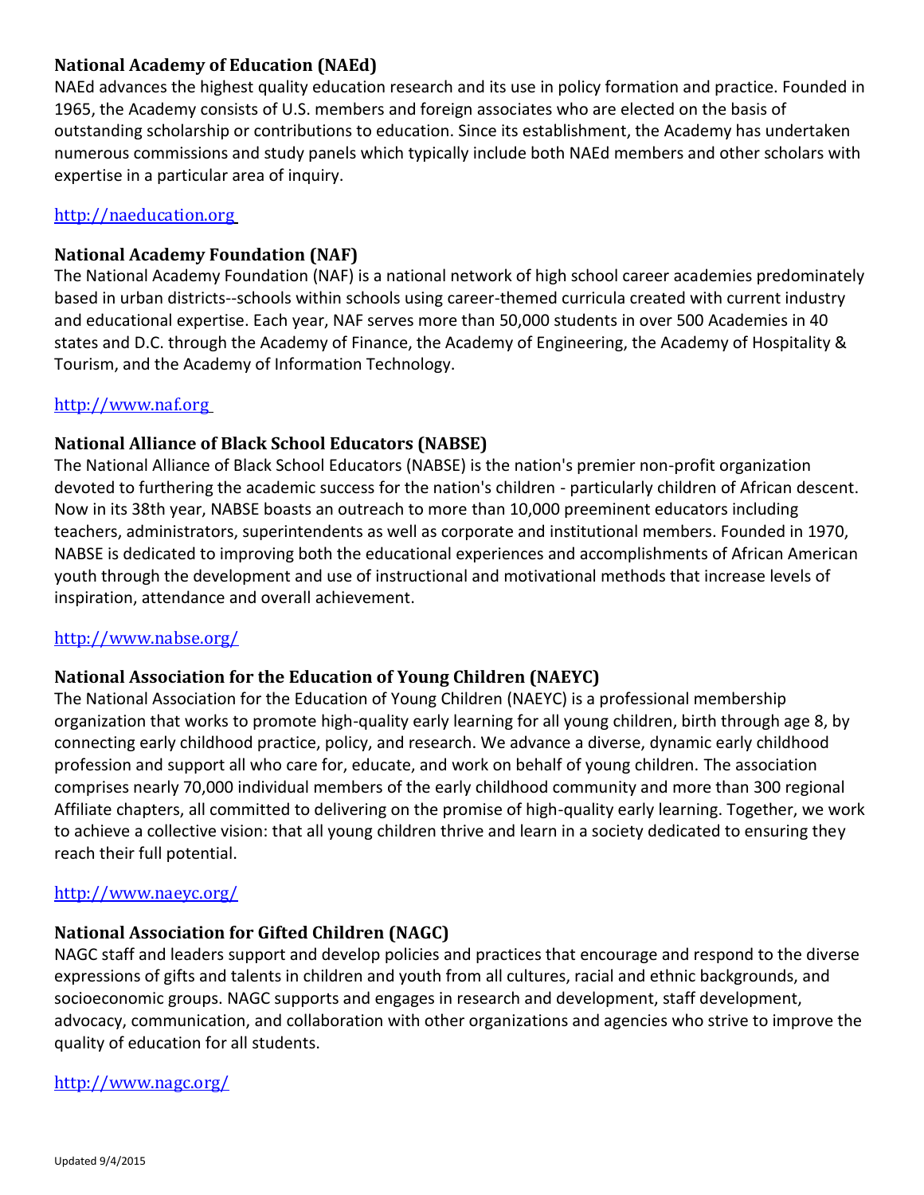### National Academy of Education (NAEd)

NAEd advances the highest quality education research and its use in policy formation and practice. Founded in 1965, the Academy consists of U.S. members and foreign associates who are elected on the basis of outstanding scholarship or contributions to education. Since its establishment, the Academy has undertaken numerous commissions and study panels which typically include both NAEd members and other scholars with expertise in a particular area of inquiry.

http://naeducation.org

### National Academy Foundation (NAF)

The National Academy Foundation (NAF) is a national network of high school career academies predominately based in urban districts--schools within schools using career-themed curricula created with current industry and educational expertise. Each year, NAF serves more than 50,000 students in over 500 Academies in 40 states and D.C. through the Academy of Finance, the Academy of Engineering, the Academy of Hospitality & Tourism, and the Academy of Information Technology.

http://www.naf.org

### National Alliance of Black School Educators (NABSE)

The National Alliance of Black School Educators (NABSE) is the nation's premier non-profit organization devoted to furthering the academic success for the nation's children - particularly children of African descent. Now in its 38th year, NABSE boasts an outreach to more than 10,000 preeminent educators including teachers, administrators, superintendents as well as corporate and institutional members. Founded in 1970, NABSE is dedicated to improving both the educational experiences and accomplishments of African American youth through the development and use of instructional and motivational methods that increase levels of inspiration, attendance and overall achievement.

http://www.nabse.org/

### National Association for the Education of Young Children (NAEYC)

The National Association for the Education of Young Children (NAEYC) is a professional membership organization that works to promote high-quality early learning for all young children, birth through age 8, by connecting early childhood practice, policy, and research. We advance a diverse, dynamic early childhood profession and support all who care for, educate, and work on behalf of young children. The association comprises nearly 70,000 individual members of the early childhood community and more than 300 regional Affiliate chapters, all committed to delivering on the promise of high-quality early learning. Together, we work to achieve a collective vision: that all young children thrive and learn in a society dedicated to ensuring they reach their full potential.

http://www.naeyc.org/

### National Association for Gifted Children (NAGC)

NAGC staff and leaders support and develop policies and practices that encourage and respond to the diverse expressions of gifts and talents in children and youth from all cultures, racial and ethnic backgrounds, and socioeconomic groups. NAGC supports and engages in research and development, staff development, advocacy, communication, and collaboration with other organizations and agencies who strive to improve the quality of education for all students.

http://www.nagc.org/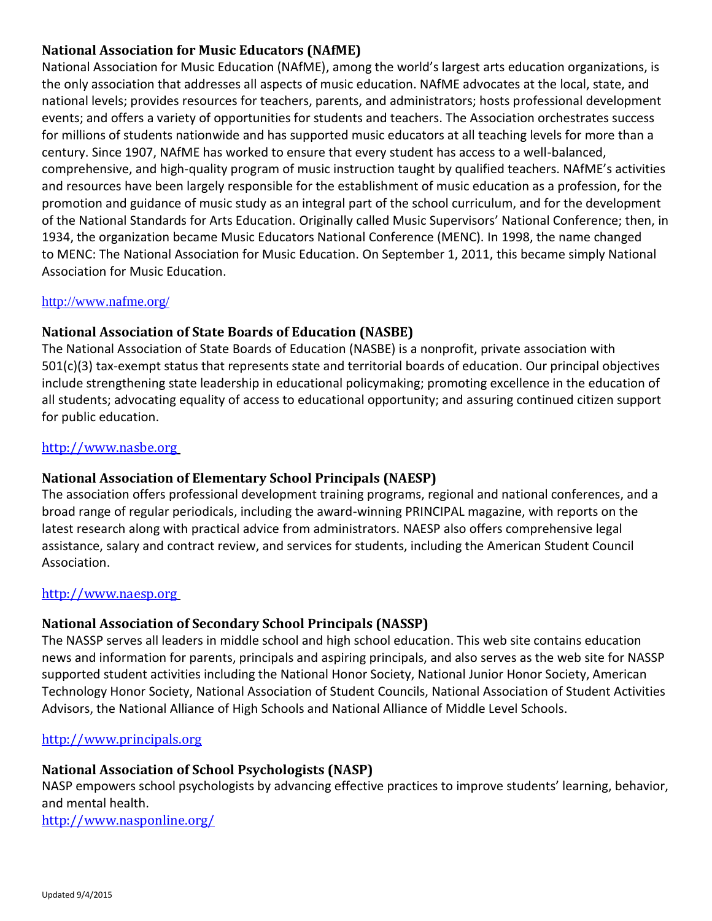### National Association for Music Educators (NAfME)

National Association for Music Education (NAfME), among the world's largest arts education organizations, is the only association that addresses all aspects of music education. NAfME advocates at the local, state, and national levels; provides resources for teachers, parents, and administrators; hosts professional development events; and offers a variety of opportunities for students and teachers. The Association orchestrates success for millions of students nationwide and has supported music educators at all teaching levels for more than a century. Since 1907, NAfME has worked to ensure that every student has access to a well-balanced, comprehensive, and high-quality program of music instruction taught by qualified teachers. NAfME's activities and resources have been largely responsible for the establishment of music education as a profession, for the promotion and guidance of music study as an integral part of the school curriculum, and for the development of the National Standards for Arts Education. Originally called Music Supervisors' National Conference; then, in 1934, the organization became Music Educators National Conference (MENC). In 1998, the name changed to MENC: The National Association for Music Education. On September 1, 2011, this became simply National Association for Music Education.

http://www.nafme.org/

### National Association of State Boards of Education (NASBE)

The National Association of State Boards of Education (NASBE) is a nonprofit, private association with 501(c)(3) tax-exempt status that represents state and territorial boards of education. Our principal objectives include strengthening state leadership in educational policymaking; promoting excellence in the education of all students; advocating equality of access to educational opportunity; and assuring continued citizen support for public education.

http://www.nasbe.org

### National Association of Elementary School Principals (NAESP)

The association offers professional development training programs, regional and national conferences, and a broad range of regular periodicals, including the award-winning PRINCIPAL magazine, with reports on the latest research along with practical advice from administrators. NAESP also offers comprehensive legal assistance, salary and contract review, and services for students, including the American Student Council Association.

http://www.naesp.org

### National Association of Secondary School Principals (NASSP)

The NASSP serves all leaders in middle school and high school education. This web site contains education news and information for parents, principals and aspiring principals, and also serves as the web site for NASSP supported student activities including the National Honor Society, National Junior Honor Society, American Technology Honor Society, National Association of Student Councils, National Association of Student Activities Advisors, the National Alliance of High Schools and National Alliance of Middle Level Schools.

http://www.principals.org

### National Association of School Psychologists (NASP)

NASP empowers school psychologists by advancing effective practices to improve students' learning, behavior, and mental health.

http://www.nasponline.org/

Updated 9/4/2015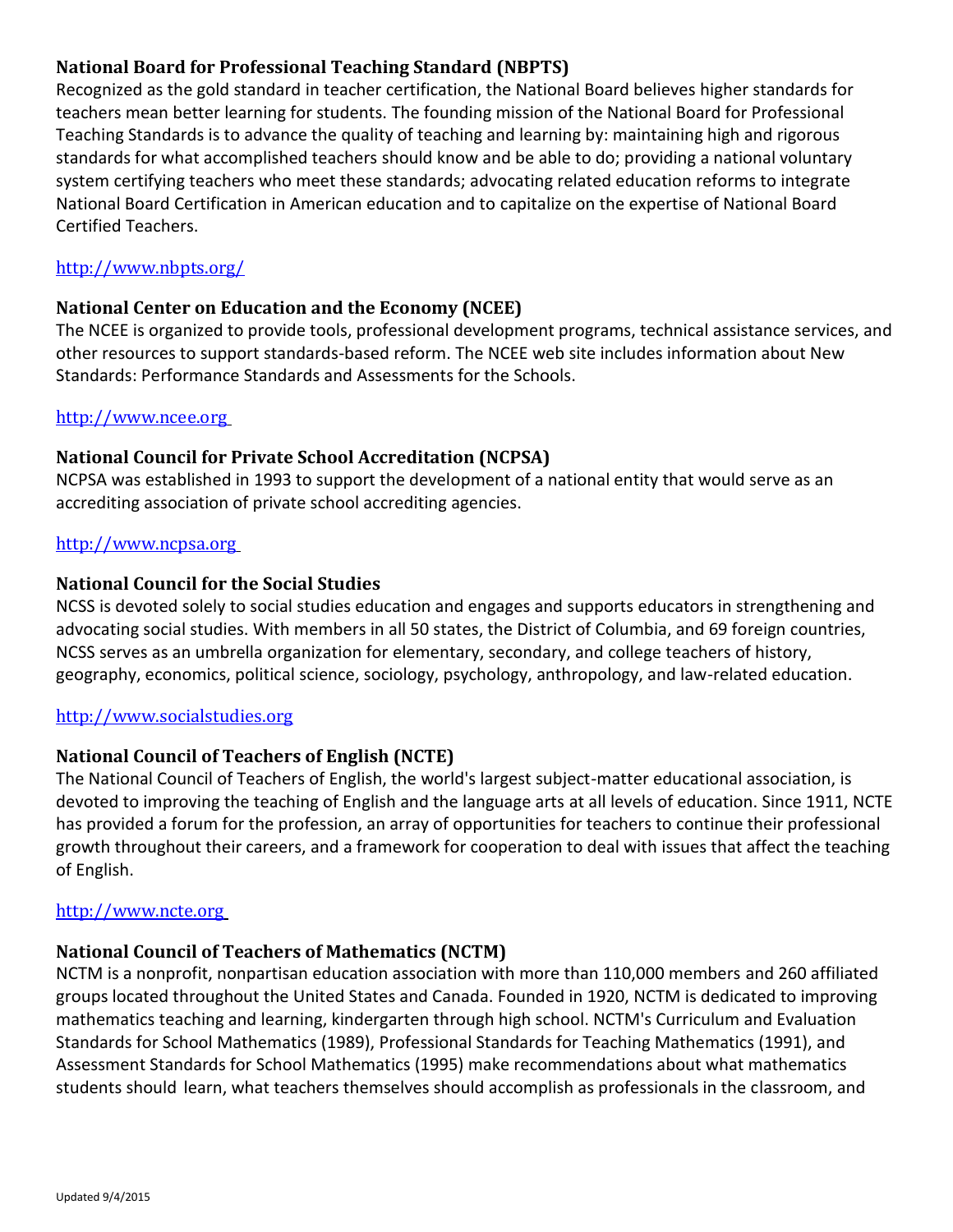### National Board for Professional Teaching Standard (NBPTS)

Recognized as the gold standard in teacher certification, the National Board believes higher standards for teachers mean better learning for students. The founding mission of the National Board for Professional Teaching Standards is to advance the quality of teaching and learning by: maintaining high and rigorous standards for what accomplished teachers should know and be able to do; providing a national voluntary system certifying teachers who meet these standards; advocating related education reforms to integrate National Board Certification in American education and to capitalize on the expertise of National Board Certified Teachers.

http://www.nbpts.org/

### National Center on Education and the Economy (NCEE)

The NCEE is organized to provide tools, professional development programs, technical assistance services, and other resources to support standards-based reform. The NCEE web site includes information about New Standards: Performance Standards and Assessments for the Schools.

http://www.ncee.org

### National Council for Private School Accreditation (NCPSA)

NCPSA was established in 1993 to support the development of a national entity that would serve as an accrediting association of private school accrediting agencies.

http://www.ncpsa.org

### National Council for the Social Studies

NCSS is devoted solely to social studies education and engages and supports educators in strengthening and advocating social studies. With members in all 50 states, the District of Columbia, and 69 foreign countries, NCSS serves as an umbrella organization for elementary, secondary, and college teachers of history, geography, economics, political science, sociology, psychology, anthropology, and law-related education.

http://www.socialstudies.org

### National Council of Teachers of English (NCTE)

The National Council of Teachers of English, the world's largest subject-matter educational association, is devoted to improving the teaching of English and the language arts at all levels of education. Since 1911, NCTE has provided a forum for the profession, an array of opportunities for teachers to continue their professional growth throughout their careers, and a framework for cooperation to deal with issues that affect the teaching of English.

http://www.ncte.org

### National Council of Teachers of Mathematics (NCTM)

NCTM is a nonprofit, nonpartisan education association with more than 110,000 members and 260 affiliated groups located throughout the United States and Canada. Founded in 1920, NCTM is dedicated to improving mathematics teaching and learning, kindergarten through high school. NCTM's Curriculum and Evaluation Standards for School Mathematics (1989), Professional Standards for Teaching Mathematics (1991), and Assessment Standards for School Mathematics (1995) make recommendations about what mathematics students should learn, what teachers themselves should accomplish as professionals in the classroom, and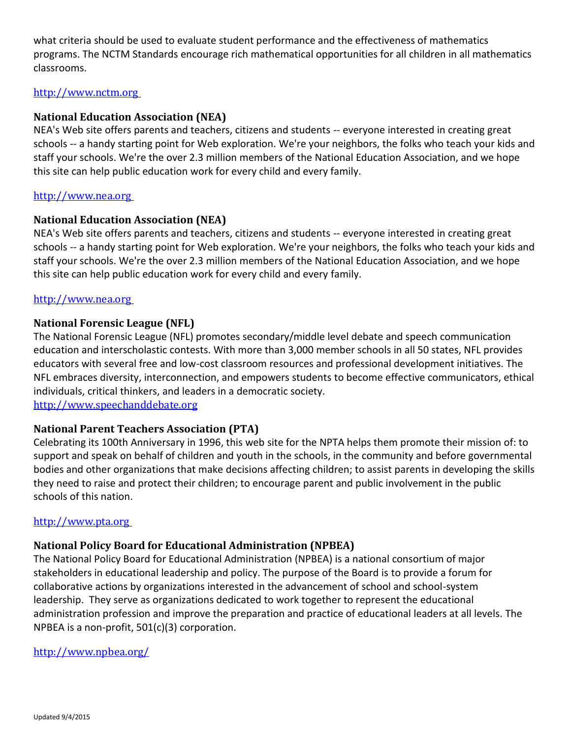what criteria should be used to evaluate student performance and the effectiveness of mathematics programs. The NCTM Standards encourage rich mathematical opportunities for all children in all mathematics classrooms.

http://www.nctm.org

**National Education Association (NEA)**
NEA's Web site offers parents and teachers, citizens and students -- everyone interested in creating great schools -- a handy starting point for Web exploration. We're your neighbors, the folks who teach your kids and staff your schools. We're the over 2.3 million members of the National Education Association, and we hope this site can help public education work for every child and every family.

http://www.nea.org

**National Education Association (NEA)**
NEA's Web site offers parents and teachers, citizens and students -- everyone interested in creating great schools -- a handy starting point for Web exploration. We're your neighbors, the folks who teach your kids and staff your schools. We're the over 2.3 million members of the National Education Association, and we hope this site can help public education work for every child and every family.

http://www.nea.org

**National Forensic League (NFL)**
The National Forensic League (NFL) promotes secondary/middle level debate and speech communication education and interscholastic contests. With more than 3,000 member schools in all 50 states, NFL provides educators with several free and low-cost classroom resources and professional development initiatives. The NFL embraces diversity, interconnection, and empowers students to become effective communicators, ethical individuals, critical thinkers, and leaders in a democratic society.
http://www.speechanddebate.org

**National Parent Teachers Association (PTA)**
Celebrating its 100th Anniversary in 1996, this web site for the NPTA helps them promote their mission of: to support and speak on behalf of children and youth in the schools, in the community and before governmental bodies and other organizations that make decisions affecting children; to assist parents in developing the skills they need to raise and protect their children; to encourage parent and public involvement in the public schools of this nation.

http://www.pta.org

**National Policy Board for Educational Administration (NPBEA)**
The National Policy Board for Educational Administration (NPBEA) is a national consortium of major stakeholders in educational leadership and policy. The purpose of the Board is to provide a forum for collaborative actions by organizations interested in the advancement of school and school-system leadership. They serve as organizations dedicated to work together to represent the educational administration profession and improve the preparation and practice of educational leaders at all levels. The NPBEA is a non-profit, 501(c)(3) corporation.

http://www.npbea.org/

Updated 9/4/2015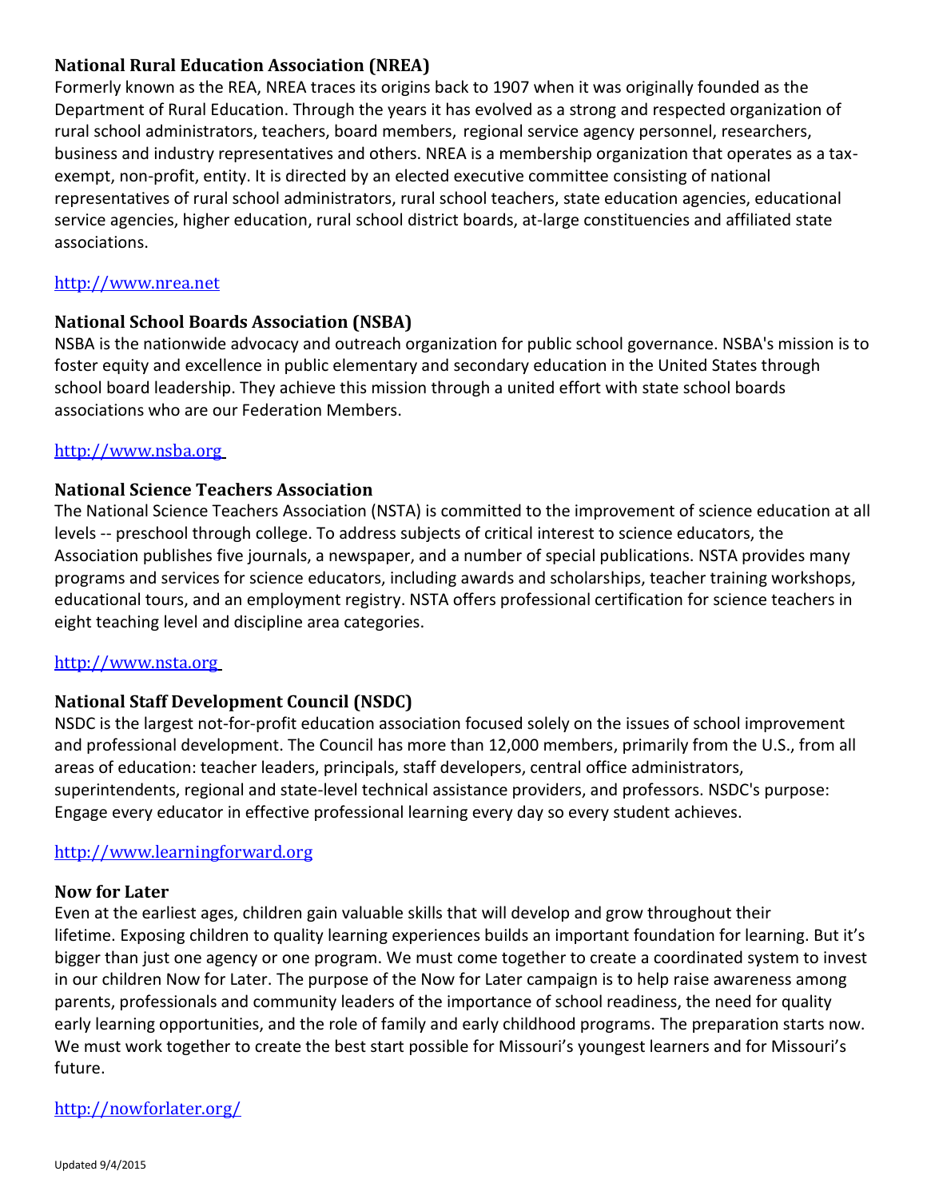### National Rural Education Association (NREA)

Formerly known as the REA, NREA traces its origins back to 1907 when it was originally founded as the Department of Rural Education. Through the years it has evolved as a strong and respected organization of rural school administrators, teachers, board members, regional service agency personnel, researchers, business and industry representatives and others. NREA is a membership organization that operates as a tax-exempt, non-profit, entity. It is directed by an elected executive committee consisting of national representatives of rural school administrators, rural school teachers, state education agencies, educational service agencies, higher education, rural school district boards, at-large constituencies and affiliated state associations.

http://www.nrea.net

### National School Boards Association (NSBA)

NSBA is the nationwide advocacy and outreach organization for public school governance. NSBA's mission is to foster equity and excellence in public elementary and secondary education in the United States through school board leadership. They achieve this mission through a united effort with state school boards associations who are our Federation Members.

http://www.nsba.org

### National Science Teachers Association

The National Science Teachers Association (NSTA) is committed to the improvement of science education at all levels -- preschool through college. To address subjects of critical interest to science educators, the Association publishes five journals, a newspaper, and a number of special publications. NSTA provides many programs and services for science educators, including awards and scholarships, teacher training workshops, educational tours, and an employment registry. NSTA offers professional certification for science teachers in eight teaching level and discipline area categories.

http://www.nsta.org

### National Staff Development Council (NSDC)

NSDC is the largest not-for-profit education association focused solely on the issues of school improvement and professional development. The Council has more than 12,000 members, primarily from the U.S., from all areas of education: teacher leaders, principals, staff developers, central office administrators, superintendents, regional and state-level technical assistance providers, and professors. NSDC's purpose: Engage every educator in effective professional learning every day so every student achieves.

http://www.learningforward.org

### Now for Later

Even at the earliest ages, children gain valuable skills that will develop and grow throughout their lifetime. Exposing children to quality learning experiences builds an important foundation for learning. But it's bigger than just one agency or one program. We must come together to create a coordinated system to invest in our children Now for Later. The purpose of the Now for Later campaign is to help raise awareness among parents, professionals and community leaders of the importance of school readiness, the need for quality early learning opportunities, and the role of family and early childhood programs. The preparation starts now. We must work together to create the best start possible for Missouri's youngest learners and for Missouri's future.

http://nowforlater.org/

Updated 9/4/2015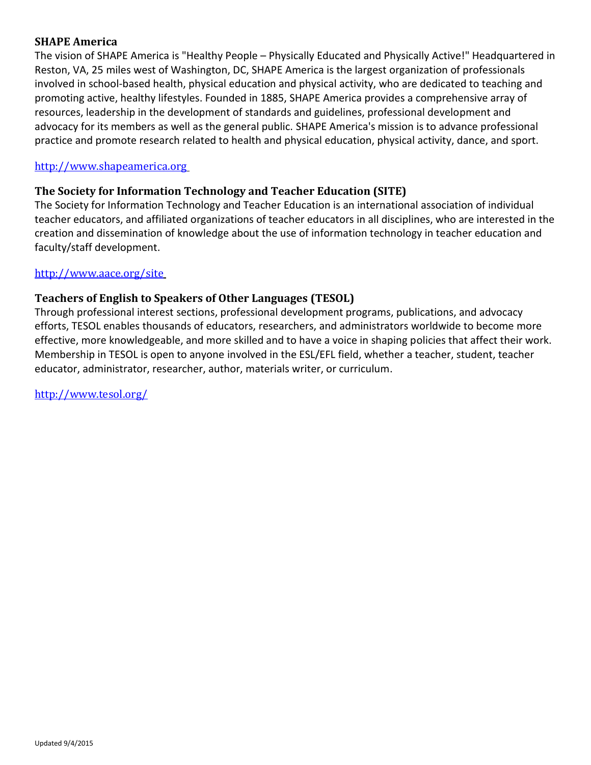### SHAPE America

The vision of SHAPE America is "Healthy People – Physically Educated and Physically Active!" Headquartered in Reston, VA, 25 miles west of Washington, DC, SHAPE America is the largest organization of professionals involved in school-based health, physical education and physical activity, who are dedicated to teaching and promoting active, healthy lifestyles. Founded in 1885, SHAPE America provides a comprehensive array of resources, leadership in the development of standards and guidelines, professional development and advocacy for its members as well as the general public. SHAPE America's mission is to advance professional practice and promote research related to health and physical education, physical activity, dance, and sport.

http://www.shapeamerica.org

### The Society for Information Technology and Teacher Education (SITE)

The Society for Information Technology and Teacher Education is an international association of individual teacher educators, and affiliated organizations of teacher educators in all disciplines, who are interested in the creation and dissemination of knowledge about the use of information technology in teacher education and faculty/staff development.

http://www.aace.org/site

### Teachers of English to Speakers of Other Languages (TESOL)

Through professional interest sections, professional development programs, publications, and advocacy efforts, TESOL enables thousands of educators, researchers, and administrators worldwide to become more effective, more knowledgeable, and more skilled and to have a voice in shaping policies that affect their work. Membership in TESOL is open to anyone involved in the ESL/EFL field, whether a teacher, student, teacher educator, administrator, researcher, author, materials writer, or curriculum.

http://www.tesol.org/

Updated 9/4/2015